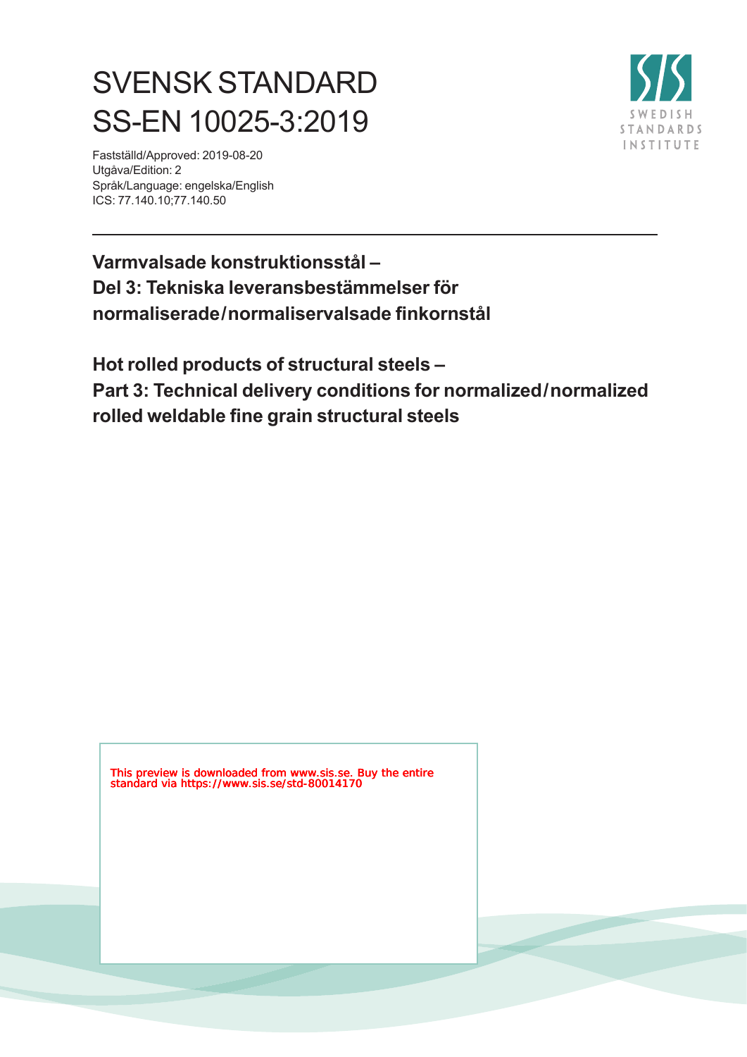# SVENSK STANDARD
# SS-EN 10025-3:2019

Fastställd/Approved: 2019-08-20
Utgåva/Edition: 2
Språk/Language: engelska/English
ICS: 77.140.10;77.140.50

SWEDISH STANDARDS INSTITUTE

---

**Varmvalsade konstruktionsstål –**
**Del 3: Tekniska leveransbestämmelser för normaliserade / normaliservalsade finkornstål**

**Hot rolled products of structural steels –**
**Part 3: Technical delivery conditions for normalized / normalized rolled weldable fine grain structural steels**

This preview is downloaded from www.sis.se. Buy the entire standard via https://www.sis.se/std-80014170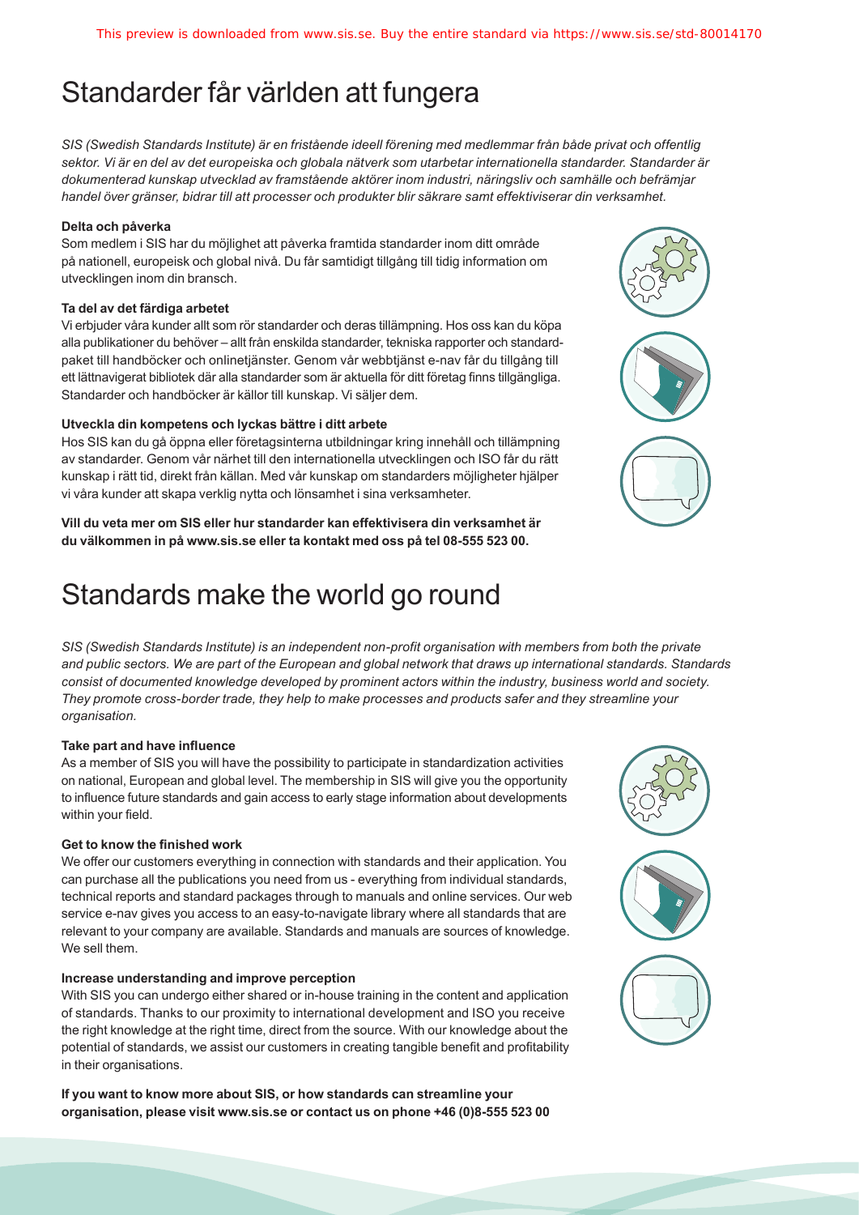# Standarder får världen att fungera

*SIS (Swedish Standards Institute) är en fristående ideell förening med medlemmar från både privat och offentlig sektor. Vi är en del av det europeiska och globala nätverk som utarbetar internationella standarder. Standarder är dokumenterad kunskap utvecklad av framstående aktörer inom industri, näringsliv och samhälle och befrämjar handel över gränser, bidrar till att processer och produkter blir säkrare samt effektiviserar din verksamhet.*

**Delta och påverka**

Som medlem i SIS har du möjlighet att påverka framtida standarder inom ditt område på nationell, europeisk och global nivå. Du får samtidigt tillgång till tidig information om utvecklingen inom din bransch.

**Ta del av det färdiga arbetet**

Vi erbjuder våra kunder allt som rör standarder och deras tillämpning. Hos oss kan du köpa alla publikationer du behöver – allt från enskilda standarder, tekniska rapporter och standardpaket till handböcker och onlinetjänster. Genom vår webbtjänst e-nav får du tillgång till ett lättnavigerat bibliotek där alla standarder som är aktuella för ditt företag finns tillgängliga. Standarder och handböcker är källor till kunskap. Vi säljer dem.

**Utveckla din kompetens och lyckas bättre i ditt arbete**

Hos SIS kan du gå öppna eller företagsinterna utbildningar kring innehåll och tillämpning av standarder. Genom vår närhet till den internationella utvecklingen och ISO får du rätt kunskap i rätt tid, direkt från källan. Med vår kunskap om standarders möjligheter hjälper vi våra kunder att skapa verklig nytta och lönsamhet i sina verksamheter.

**Vill du veta mer om SIS eller hur standarder kan effektivisera din verksamhet är du välkommen in på www.sis.se eller ta kontakt med oss på tel 08-555 523 00.**

# Standards make the world go round

*SIS (Swedish Standards Institute) is an independent non-profit organisation with members from both the private and public sectors. We are part of the European and global network that draws up international standards. Standards consist of documented knowledge developed by prominent actors within the industry, business world and society. They promote cross-border trade, they help to make processes and products safer and they streamline your organisation.*

**Take part and have influence**

As a member of SIS you will have the possibility to participate in standardization activities on national, European and global level. The membership in SIS will give you the opportunity to influence future standards and gain access to early stage information about developments within your field.

**Get to know the finished work**

We offer our customers everything in connection with standards and their application. You can purchase all the publications you need from us - everything from individual standards, technical reports and standard packages through to manuals and online services. Our web service e-nav gives you access to an easy-to-navigate library where all standards that are relevant to your company are available. Standards and manuals are sources of knowledge. We sell them.

**Increase understanding and improve perception**

With SIS you can undergo either shared or in-house training in the content and application of standards. Thanks to our proximity to international development and ISO you receive the right knowledge at the right time, direct from the source. With our knowledge about the potential of standards, we assist our customers in creating tangible benefit and profitability in their organisations.

**If you want to know more about SIS, or how standards can streamline your organisation, please visit www.sis.se or contact us on phone +46 (0)8-555 523 00**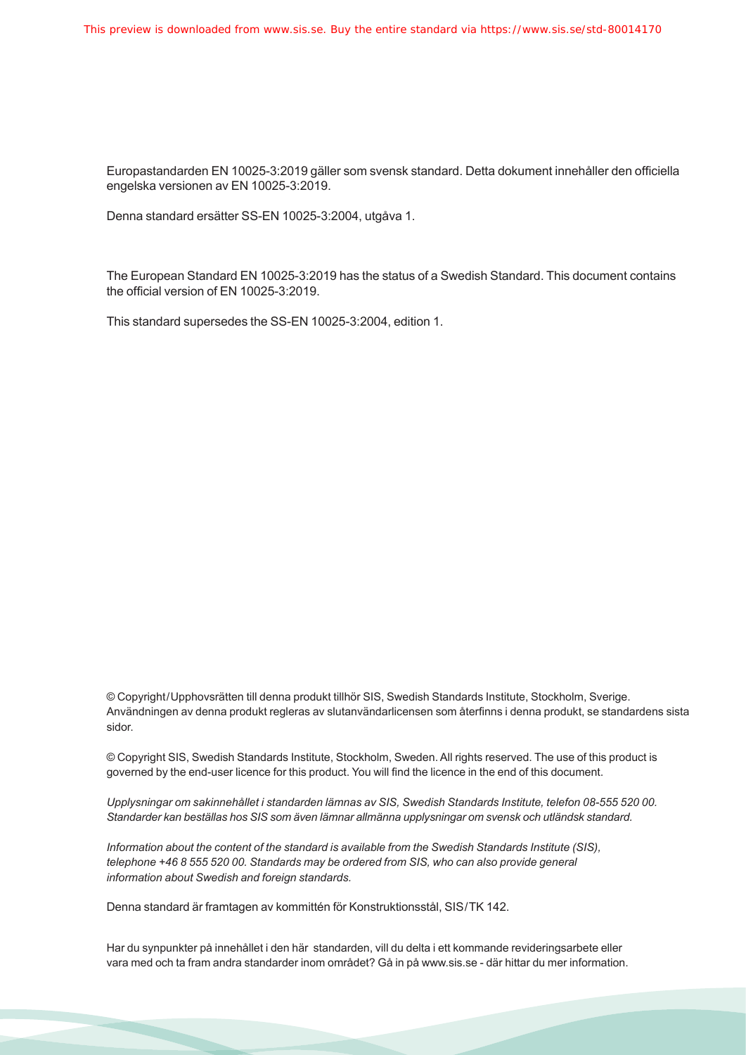Europastandarden EN 10025-3:2019 gäller som svensk standard. Detta dokument innehåller den officiella engelska versionen av EN 10025-3:2019.

Denna standard ersätter SS-EN 10025-3:2004, utgåva 1.

The European Standard EN 10025-3:2019 has the status of a Swedish Standard. This document contains the official version of EN 10025-3:2019.

This standard supersedes the SS-EN 10025-3:2004, edition 1.

© Copyright/Upphovsrätten till denna produkt tillhör SIS, Swedish Standards Institute, Stockholm, Sverige. Användningen av denna produkt regleras av slutanvändarlicensen som återfinns i denna produkt, se standardens sista sidor.

© Copyright SIS, Swedish Standards Institute, Stockholm, Sweden. All rights reserved. The use of this product is governed by the end-user licence for this product. You will find the licence in the end of this document.

*Upplysningar om sakinnehållet i standarden lämnas av SIS, Swedish Standards Institute, telefon 08-555 520 00. Standarder kan beställas hos SIS som även lämnar allmänna upplysningar om svensk och utländsk standard.*

*Information about the content of the standard is available from the Swedish Standards Institute (SIS), telephone +46 8 555 520 00. Standards may be ordered from SIS, who can also provide general information about Swedish and foreign standards.*

Denna standard är framtagen av kommittén för Konstruktionsstål, SIS/TK 142.

Har du synpunkter på innehållet i den här standarden, vill du delta i ett kommande revideringsarbete eller vara med och ta fram andra standarder inom området? Gå in på www.sis.se - där hittar du mer information.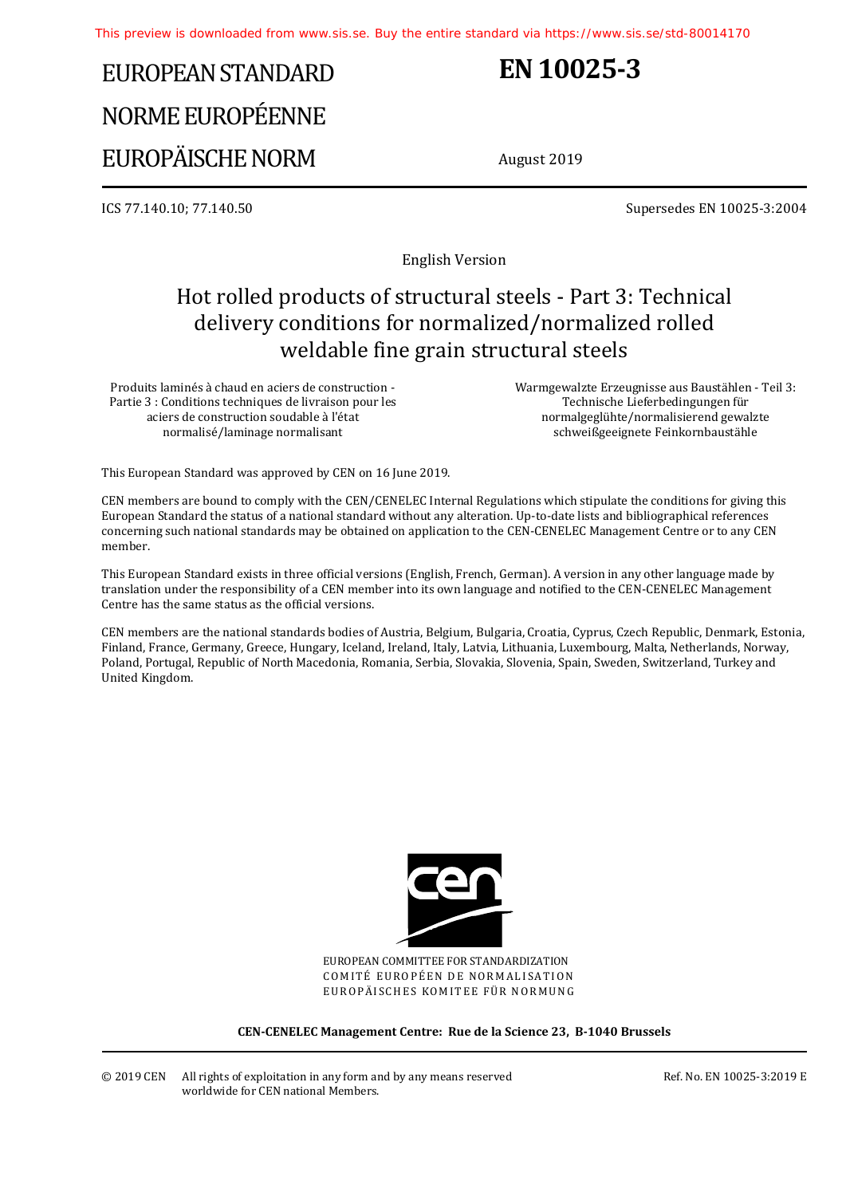This preview is downloaded from www.sis.se. Buy the entire standard via https://www.sis.se/std-80014170

# EUROPEAN STANDARD
# NORME EUROPÉENNE
# EUROPÄISCHE NORM

# EN 10025-3

August 2019

ICS 77.140.10; 77.140.50

Supersedes EN 10025-3:2004

English Version

## Hot rolled products of structural steels - Part 3: Technical delivery conditions for normalized/normalized rolled weldable fine grain structural steels

Produits laminés à chaud en aciers de construction - Partie 3 : Conditions techniques de livraison pour les aciers de construction soudable à l'état normalisé/laminage normalisant

Warmgewalzte Erzeugnisse aus Baustählen - Teil 3: Technische Lieferbedingungen für normalgeglühte/normalisierend gewalzte schweißgeeignete Feinkornbaustähle

This European Standard was approved by CEN on 16 June 2019.

CEN members are bound to comply with the CEN/CENELEC Internal Regulations which stipulate the conditions for giving this European Standard the status of a national standard without any alteration. Up-to-date lists and bibliographical references concerning such national standards may be obtained on application to the CEN-CENELEC Management Centre or to any CEN member.

This European Standard exists in three official versions (English, French, German). A version in any other language made by translation under the responsibility of a CEN member into its own language and notified to the CEN-CENELEC Management Centre has the same status as the official versions.

CEN members are the national standards bodies of Austria, Belgium, Bulgaria, Croatia, Cyprus, Czech Republic, Denmark, Estonia, Finland, France, Germany, Greece, Hungary, Iceland, Ireland, Italy, Latvia, Lithuania, Luxembourg, Malta, Netherlands, Norway, Poland, Portugal, Republic of North Macedonia, Romania, Serbia, Slovakia, Slovenia, Spain, Sweden, Switzerland, Turkey and United Kingdom.

EUROPEAN COMMITTEE FOR STANDARDIZATION
COMITÉ EUROPÉEN DE NORMALISATION
EUROPÄISCHES KOMITEE FÜR NORMUNG

**CEN-CENELEC Management Centre: Rue de la Science 23, B-1040 Brussels**

© 2019 CEN All rights of exploitation in any form and by any means reserved worldwide for CEN national Members.

Ref. No. EN 10025-3:2019 E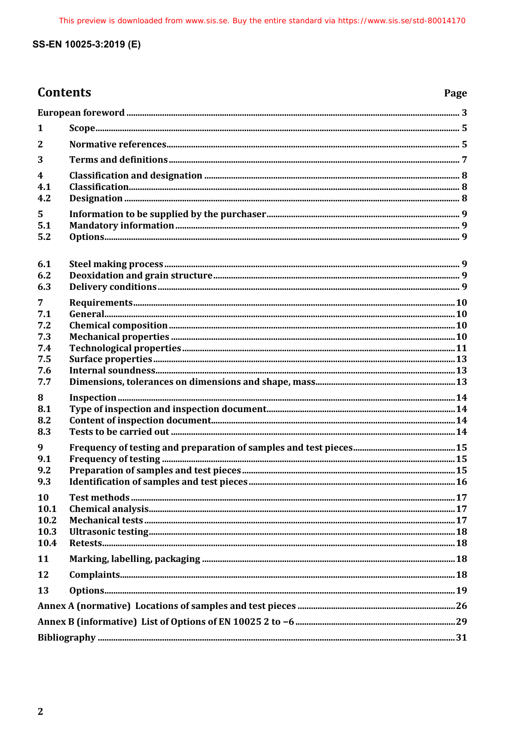## Contents

| | | Page |
|---|---|---|
| European foreword | | 3 |
| 1 | Scope | 5 |
| 2 | Normative references | 5 |
| 3 | Terms and definitions | 7 |
| 4 | Classification and designation | 8 |
| 4.1 | Classification | 8 |
| 4.2 | Designation | 8 |
| 5 | Information to be supplied by the purchaser | 9 |
| 5.1 | Mandatory information | 9 |
| 5.2 | Options | 9 |
| 6.1 | Steel making process | 9 |
| 6.2 | Deoxidation and grain structure | 9 |
| 6.3 | Delivery conditions | 9 |
| 7 | Requirements | 10 |
| 7.1 | General | 10 |
| 7.2 | Chemical composition | 10 |
| 7.3 | Mechanical properties | 10 |
| 7.4 | Technological properties | 11 |
| 7.5 | Surface properties | 13 |
| 7.6 | Internal soundness | 13 |
| 7.7 | Dimensions, tolerances on dimensions and shape, mass | 13 |
| 8 | Inspection | 14 |
| 8.1 | Type of inspection and inspection document | 14 |
| 8.2 | Content of inspection document | 14 |
| 8.3 | Tests to be carried out | 14 |
| 9 | Frequency of testing and preparation of samples and test pieces | 15 |
| 9.1 | Frequency of testing | 15 |
| 9.2 | Preparation of samples and test pieces | 15 |
| 9.3 | Identification of samples and test pieces | 16 |
| 10 | Test methods | 17 |
| 10.1 | Chemical analysis | 17 |
| 10.2 | Mechanical tests | 17 |
| 10.3 | Ultrasonic testing | 18 |
| 10.4 | Retests | 18 |
| 11 | Marking, labelling, packaging | 18 |
| 12 | Complaints | 18 |
| 13 | Options | 19 |
| Annex A (normative) Locations of samples and test pieces | | 26 |
| Annex B (informative) List of Options of EN 10025 2 to −6 | | 29 |
| Bibliography | | 31 |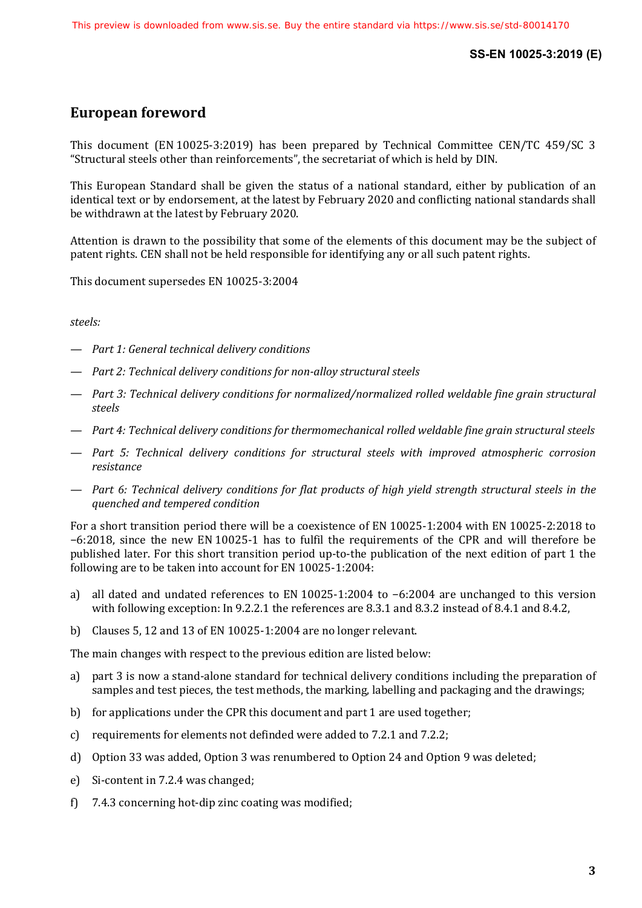# European foreword

This document (EN 10025-3:2019) has been prepared by Technical Committee CEN/TC 459/SC 3 "Structural steels other than reinforcements", the secretariat of which is held by DIN.

This European Standard shall be given the status of a national standard, either by publication of an identical text or by endorsement, at the latest by February 2020 and conflicting national standards shall be withdrawn at the latest by February 2020.

Attention is drawn to the possibility that some of the elements of this document may be the subject of patent rights. CEN shall not be held responsible for identifying any or all such patent rights.

This document supersedes EN 10025-3:2004

*steels:*

— *Part 1: General technical delivery conditions*

— *Part 2: Technical delivery conditions for non-alloy structural steels*

— *Part 3: Technical delivery conditions for normalized/normalized rolled weldable fine grain structural steels*

— *Part 4: Technical delivery conditions for thermomechanical rolled weldable fine grain structural steels*

— *Part 5: Technical delivery conditions for structural steels with improved atmospheric corrosion resistance*

— *Part 6: Technical delivery conditions for flat products of high yield strength structural steels in the quenched and tempered condition*

For a short transition period there will be a coexistence of EN 10025-1:2004 with EN 10025-2:2018 to −6:2018, since the new EN 10025-1 has to fulfil the requirements of the CPR and will therefore be published later. For this short transition period up-to-the publication of the next edition of part 1 the following are to be taken into account for EN 10025-1:2004:

a) all dated and undated references to EN 10025-1:2004 to −6:2004 are unchanged to this version with following exception: In 9.2.2.1 the references are 8.3.1 and 8.3.2 instead of 8.4.1 and 8.4.2,

b) Clauses 5, 12 and 13 of EN 10025-1:2004 are no longer relevant.

The main changes with respect to the previous edition are listed below:

a) part 3 is now a stand-alone standard for technical delivery conditions including the preparation of samples and test pieces, the test methods, the marking, labelling and packaging and the drawings;

b) for applications under the CPR this document and part 1 are used together;

c) requirements for elements not definded were added to 7.2.1 and 7.2.2;

d) Option 33 was added, Option 3 was renumbered to Option 24 and Option 9 was deleted;

e) Si-content in 7.2.4 was changed;

f) 7.4.3 concerning hot-dip zinc coating was modified;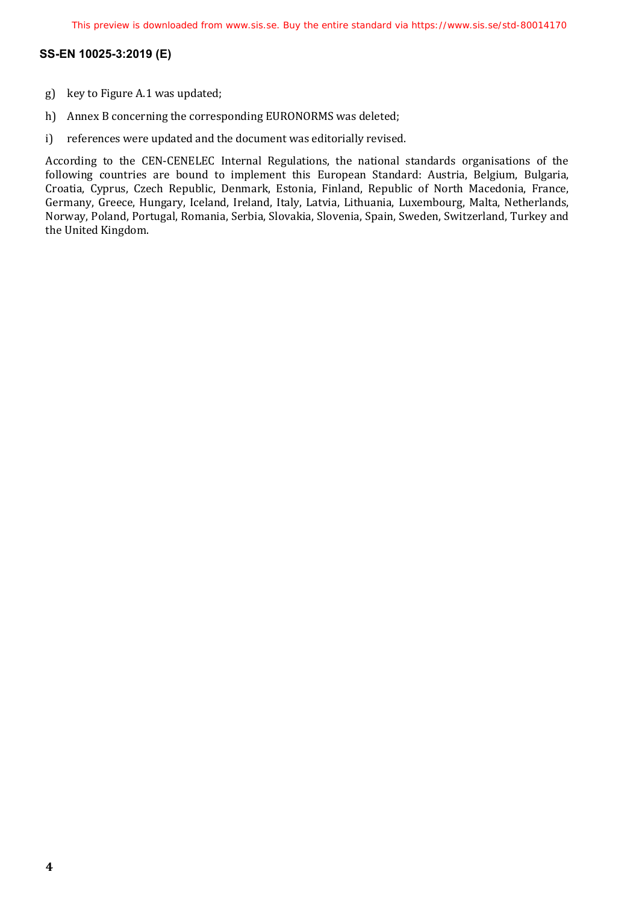g) key to Figure A.1 was updated;

h) Annex B concerning the corresponding EURONORMS was deleted;

i) references were updated and the document was editorially revised.

According to the CEN-CENELEC Internal Regulations, the national standards organisations of the following countries are bound to implement this European Standard: Austria, Belgium, Bulgaria, Croatia, Cyprus, Czech Republic, Denmark, Estonia, Finland, Republic of North Macedonia, France, Germany, Greece, Hungary, Iceland, Ireland, Italy, Latvia, Lithuania, Luxembourg, Malta, Netherlands, Norway, Poland, Portugal, Romania, Serbia, Slovakia, Slovenia, Spain, Sweden, Switzerland, Turkey and the United Kingdom.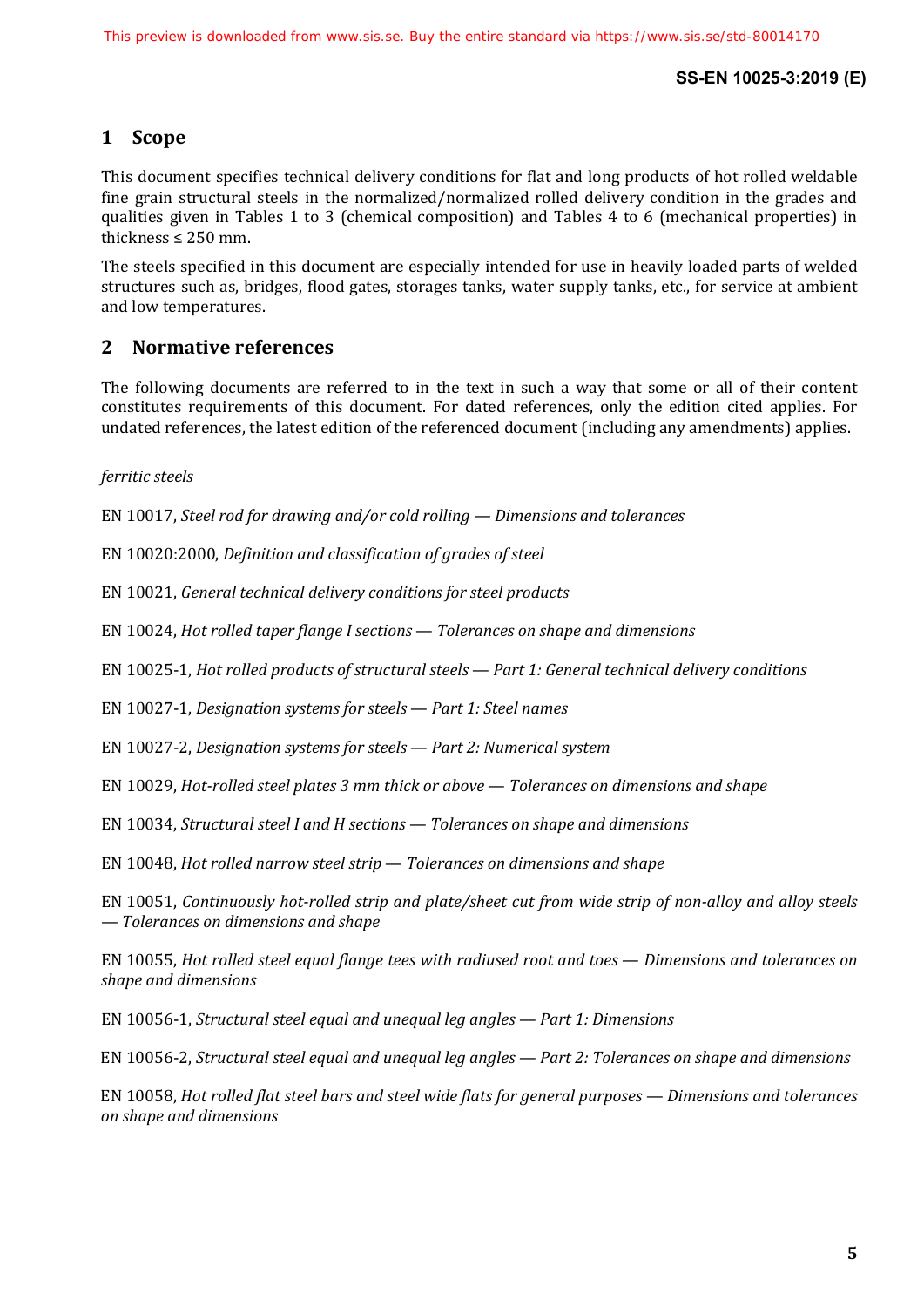## 1 Scope

This document specifies technical delivery conditions for flat and long products of hot rolled weldable fine grain structural steels in the normalized/normalized rolled delivery condition in the grades and qualities given in Tables 1 to 3 (chemical composition) and Tables 4 to 6 (mechanical properties) in thickness ≤ 250 mm.

The steels specified in this document are especially intended for use in heavily loaded parts of welded structures such as, bridges, flood gates, storages tanks, water supply tanks, etc., for service at ambient and low temperatures.

## 2 Normative references

The following documents are referred to in the text in such a way that some or all of their content constitutes requirements of this document. For dated references, only the edition cited applies. For undated references, the latest edition of the referenced document (including any amendments) applies.

*ferritic steels*

EN 10017, *Steel rod for drawing and/or cold rolling — Dimensions and tolerances*

EN 10020:2000, *Definition and classification of grades of steel*

EN 10021, *General technical delivery conditions for steel products*

EN 10024, *Hot rolled taper flange I sections — Tolerances on shape and dimensions*

EN 10025-1, *Hot rolled products of structural steels — Part 1: General technical delivery conditions*

EN 10027-1, *Designation systems for steels — Part 1: Steel names*

EN 10027-2, *Designation systems for steels — Part 2: Numerical system*

EN 10029, *Hot-rolled steel plates 3 mm thick or above — Tolerances on dimensions and shape*

EN 10034, *Structural steel I and H sections — Tolerances on shape and dimensions*

EN 10048, *Hot rolled narrow steel strip — Tolerances on dimensions and shape*

EN 10051, *Continuously hot-rolled strip and plate/sheet cut from wide strip of non-alloy and alloy steels — Tolerances on dimensions and shape*

EN 10055, *Hot rolled steel equal flange tees with radiused root and toes — Dimensions and tolerances on shape and dimensions*

EN 10056-1, *Structural steel equal and unequal leg angles — Part 1: Dimensions*

EN 10056-2, *Structural steel equal and unequal leg angles — Part 2: Tolerances on shape and dimensions*

EN 10058, *Hot rolled flat steel bars and steel wide flats for general purposes — Dimensions and tolerances on shape and dimensions*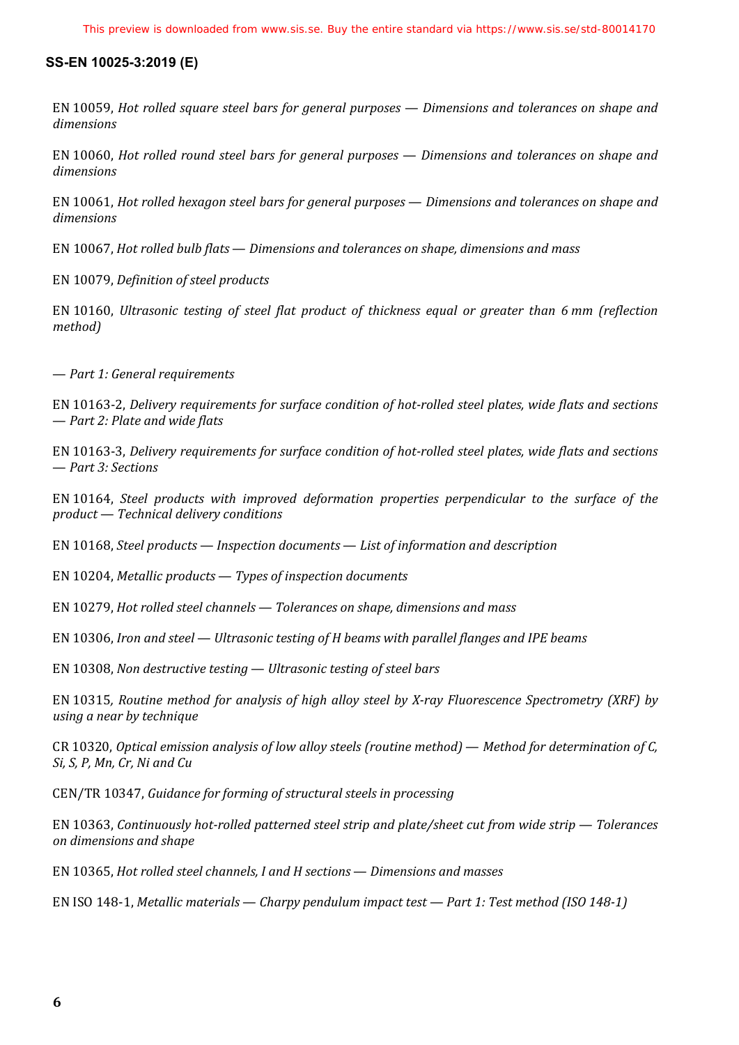EN 10059, *Hot rolled square steel bars for general purposes — Dimensions and tolerances on shape and dimensions*

EN 10060, *Hot rolled round steel bars for general purposes — Dimensions and tolerances on shape and dimensions*

EN 10061, *Hot rolled hexagon steel bars for general purposes — Dimensions and tolerances on shape and dimensions*

EN 10067, *Hot rolled bulb flats — Dimensions and tolerances on shape, dimensions and mass*

EN 10079, *Definition of steel products*

EN 10160, *Ultrasonic testing of steel flat product of thickness equal or greater than 6 mm (reflection method)*

*— Part 1: General requirements*

EN 10163-2, *Delivery requirements for surface condition of hot-rolled steel plates, wide flats and sections — Part 2: Plate and wide flats*

EN 10163-3, *Delivery requirements for surface condition of hot-rolled steel plates, wide flats and sections — Part 3: Sections*

EN 10164, *Steel products with improved deformation properties perpendicular to the surface of the product — Technical delivery conditions*

EN 10168, *Steel products — Inspection documents — List of information and description*

EN 10204, *Metallic products — Types of inspection documents*

EN 10279, *Hot rolled steel channels — Tolerances on shape, dimensions and mass*

EN 10306, *Iron and steel — Ultrasonic testing of H beams with parallel flanges and IPE beams*

EN 10308, *Non destructive testing — Ultrasonic testing of steel bars*

EN 10315, *Routine method for analysis of high alloy steel by X-ray Fluorescence Spectrometry (XRF) by using a near by technique*

CR 10320, *Optical emission analysis of low alloy steels (routine method) — Method for determination of C, Si, S, P, Mn, Cr, Ni and Cu*

CEN/TR 10347, *Guidance for forming of structural steels in processing*

EN 10363, *Continuously hot-rolled patterned steel strip and plate/sheet cut from wide strip — Tolerances on dimensions and shape*

EN 10365, *Hot rolled steel channels, I and H sections — Dimensions and masses*

EN ISO 148-1, *Metallic materials — Charpy pendulum impact test — Part 1: Test method (ISO 148-1)*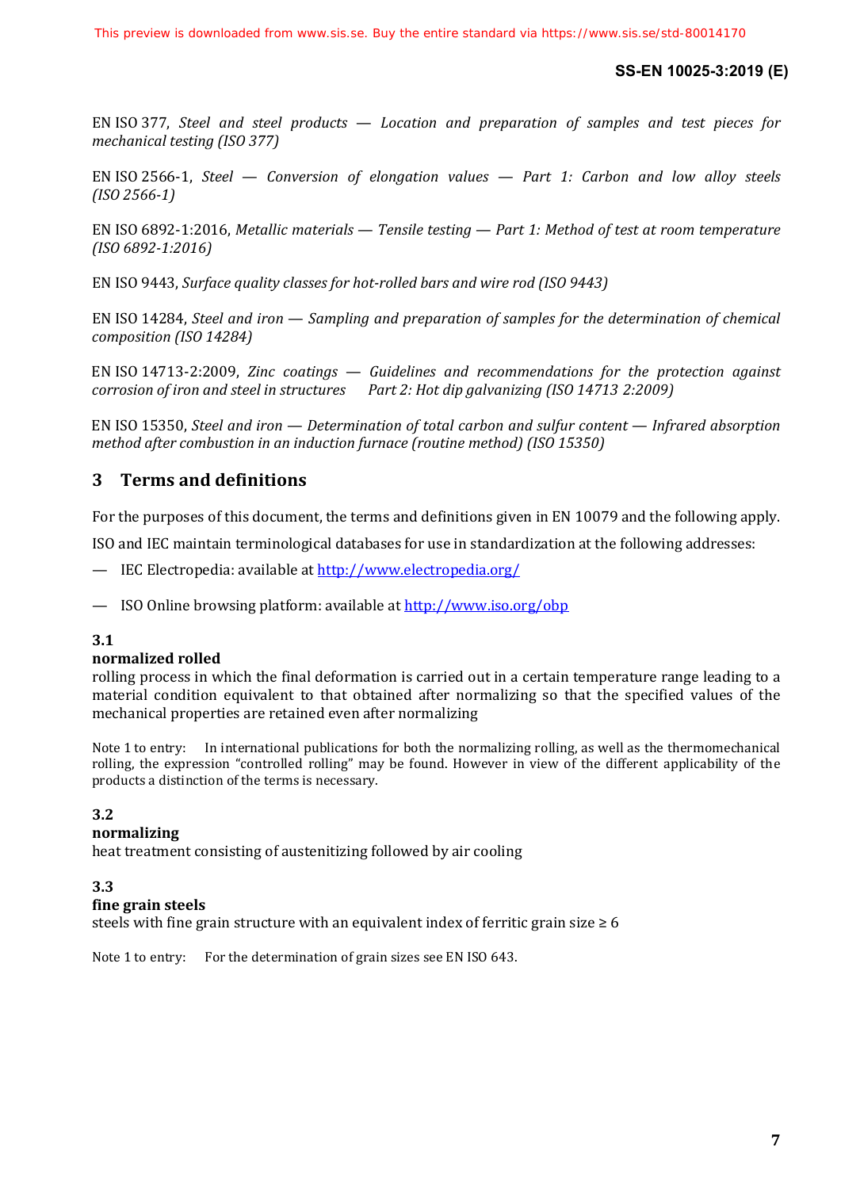EN ISO 377, *Steel and steel products — Location and preparation of samples and test pieces for mechanical testing (ISO 377)*

EN ISO 2566-1, *Steel — Conversion of elongation values — Part 1: Carbon and low alloy steels (ISO 2566-1)*

EN ISO 6892-1:2016, *Metallic materials — Tensile testing — Part 1: Method of test at room temperature (ISO 6892-1:2016)*

EN ISO 9443, *Surface quality classes for hot-rolled bars and wire rod (ISO 9443)*

EN ISO 14284, *Steel and iron — Sampling and preparation of samples for the determination of chemical composition (ISO 14284)*

EN ISO 14713-2:2009, *Zinc coatings — Guidelines and recommendations for the protection against corrosion of iron and steel in structures Part 2: Hot dip galvanizing (ISO 14713 2:2009)*

EN ISO 15350, *Steel and iron — Determination of total carbon and sulfur content — Infrared absorption method after combustion in an induction furnace (routine method) (ISO 15350)*

## 3 Terms and definitions

For the purposes of this document, the terms and definitions given in EN 10079 and the following apply.

ISO and IEC maintain terminological databases for use in standardization at the following addresses:

— IEC Electropedia: available at http://www.electropedia.org/

— ISO Online browsing platform: available at http://www.iso.org/obp

**3.1**

**normalized rolled**

rolling process in which the final deformation is carried out in a certain temperature range leading to a material condition equivalent to that obtained after normalizing so that the specified values of the mechanical properties are retained even after normalizing

Note 1 to entry: In international publications for both the normalizing rolling, as well as the thermomechanical rolling, the expression "controlled rolling" may be found. However in view of the different applicability of the products a distinction of the terms is necessary.

**3.2**

**normalizing**

heat treatment consisting of austenitizing followed by air cooling

**3.3**

**fine grain steels**

steels with fine grain structure with an equivalent index of ferritic grain size ≥ 6

Note 1 to entry: For the determination of grain sizes see EN ISO 643.